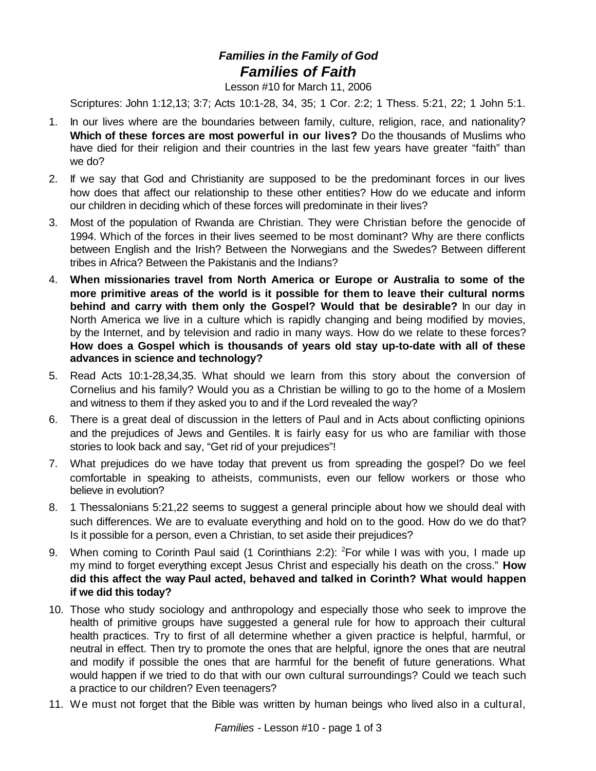# *Families in the Family of God*
## *Families of Faith*

Lesson #10 for March 11, 2006

Scriptures: John 1:12,13; 3:7; Acts 10:1-28, 34, 35; 1 Cor. 2:2; 1 Thess. 5:21, 22; 1 John 5:1.

1. In our lives where are the boundaries between family, culture, religion, race, and nationality? **Which of these forces are most powerful in our lives?** Do the thousands of Muslims who have died for their religion and their countries in the last few years have greater "faith" than we do?

2. If we say that God and Christianity are supposed to be the predominant forces in our lives how does that affect our relationship to these other entities? How do we educate and inform our children in deciding which of these forces will predominate in their lives?

3. Most of the population of Rwanda are Christian. They were Christian before the genocide of 1994. Which of the forces in their lives seemed to be most dominant? Why are there conflicts between English and the Irish? Between the Norwegians and the Swedes? Between different tribes in Africa? Between the Pakistanis and the Indians?

4. **When missionaries travel from North America or Europe or Australia to some of the more primitive areas of the world is it possible for them to leave their cultural norms behind and carry with them only the Gospel? Would that be desirable?** In our day in North America we live in a culture which is rapidly changing and being modified by movies, by the Internet, and by television and radio in many ways. How do we relate to these forces? **How does a Gospel which is thousands of years old stay up-to-date with all of these advances in science and technology?**

5. Read Acts 10:1-28,34,35. What should we learn from this story about the conversion of Cornelius and his family? Would you as a Christian be willing to go to the home of a Moslem and witness to them if they asked you to and if the Lord revealed the way?

6. There is a great deal of discussion in the letters of Paul and in Acts about conflicting opinions and the prejudices of Jews and Gentiles. It is fairly easy for us who are familiar with those stories to look back and say, "Get rid of your prejudices"!

7. What prejudices do we have today that prevent us from spreading the gospel? Do we feel comfortable in speaking to atheists, communists, even our fellow workers or those who believe in evolution?

8. 1 Thessalonians 5:21,22 seems to suggest a general principle about how we should deal with such differences. We are to evaluate everything and hold on to the good. How do we do that? Is it possible for a person, even a Christian, to set aside their prejudices?

9. When coming to Corinth Paul said (1 Corinthians 2:2): [2]For while I was with you, I made up my mind to forget everything except Jesus Christ and especially his death on the cross." **How did this affect the way Paul acted, behaved and talked in Corinth? What would happen if we did this today?**

10. Those who study sociology and anthropology and especially those who seek to improve the health of primitive groups have suggested a general rule for how to approach their cultural health practices. Try to first of all determine whether a given practice is helpful, harmful, or neutral in effect. Then try to promote the ones that are helpful, ignore the ones that are neutral and modify if possible the ones that are harmful for the benefit of future generations. What would happen if we tried to do that with our own cultural surroundings? Could we teach such a practice to our children? Even teenagers?

11. We must not forget that the Bible was written by human beings who lived also in a cultural,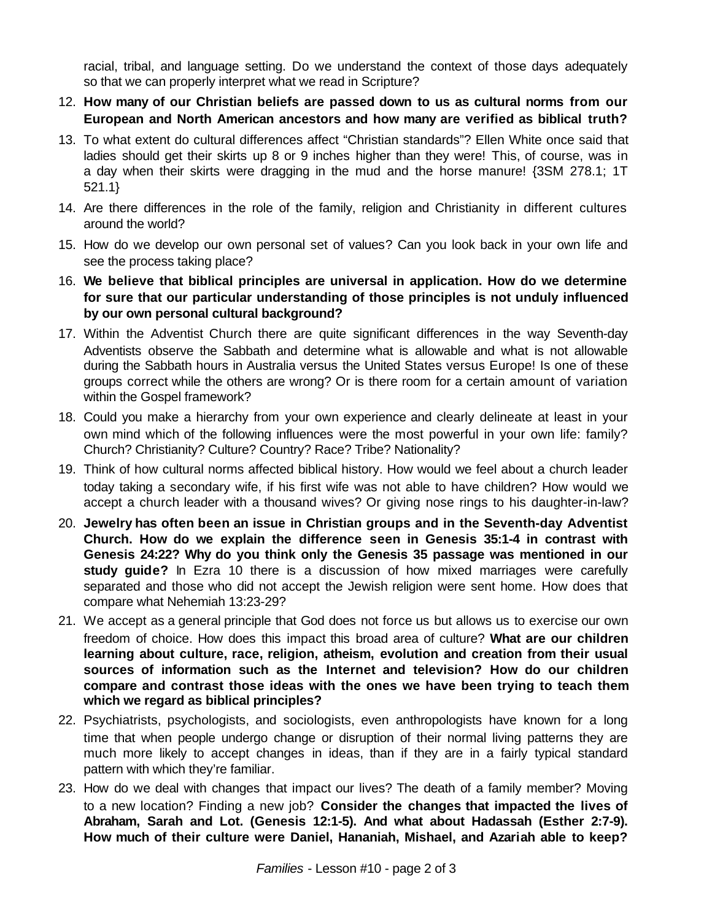racial, tribal, and language setting. Do we understand the context of those days adequately so that we can properly interpret what we read in Scripture?

12. **How many of our Christian beliefs are passed down to us as cultural norms from our European and North American ancestors and how many are verified as biblical truth?**
13. To what extent do cultural differences affect "Christian standards"? Ellen White once said that ladies should get their skirts up 8 or 9 inches higher than they were! This, of course, was in a day when their skirts were dragging in the mud and the horse manure! {3SM 278.1; 1T 521.1}
14. Are there differences in the role of the family, religion and Christianity in different cultures around the world?
15. How do we develop our own personal set of values? Can you look back in your own life and see the process taking place?
16. **We believe that biblical principles are universal in application. How do we determine for sure that our particular understanding of those principles is not unduly influenced by our own personal cultural background?**
17. Within the Adventist Church there are quite significant differences in the way Seventh-day Adventists observe the Sabbath and determine what is allowable and what is not allowable during the Sabbath hours in Australia versus the United States versus Europe! Is one of these groups correct while the others are wrong? Or is there room for a certain amount of variation within the Gospel framework?
18. Could you make a hierarchy from your own experience and clearly delineate at least in your own mind which of the following influences were the most powerful in your own life: family? Church? Christianity? Culture? Country? Race? Tribe? Nationality?
19. Think of how cultural norms affected biblical history. How would we feel about a church leader today taking a secondary wife, if his first wife was not able to have children? How would we accept a church leader with a thousand wives? Or giving nose rings to his daughter-in-law?
20. **Jewelry has often been an issue in Christian groups and in the Seventh-day Adventist Church. How do we explain the difference seen in Genesis 35:1-4 in contrast with Genesis 24:22? Why do you think only the Genesis 35 passage was mentioned in our study guide?** In Ezra 10 there is a discussion of how mixed marriages were carefully separated and those who did not accept the Jewish religion were sent home. How does that compare what Nehemiah 13:23-29?
21. We accept as a general principle that God does not force us but allows us to exercise our own freedom of choice. How does this impact this broad area of culture? **What are our children learning about culture, race, religion, atheism, evolution and creation from their usual sources of information such as the Internet and television? How do our children compare and contrast those ideas with the ones we have been trying to teach them which we regard as biblical principles?**
22. Psychiatrists, psychologists, and sociologists, even anthropologists have known for a long time that when people undergo change or disruption of their normal living patterns they are much more likely to accept changes in ideas, than if they are in a fairly typical standard pattern with which they're familiar.
23. How do we deal with changes that impact our lives? The death of a family member? Moving to a new location? Finding a new job? **Consider the changes that impacted the lives of Abraham, Sarah and Lot. (Genesis 12:1-5). And what about Hadassah (Esther 2:7-9). How much of their culture were Daniel, Hananiah, Mishael, and Azariah able to keep?**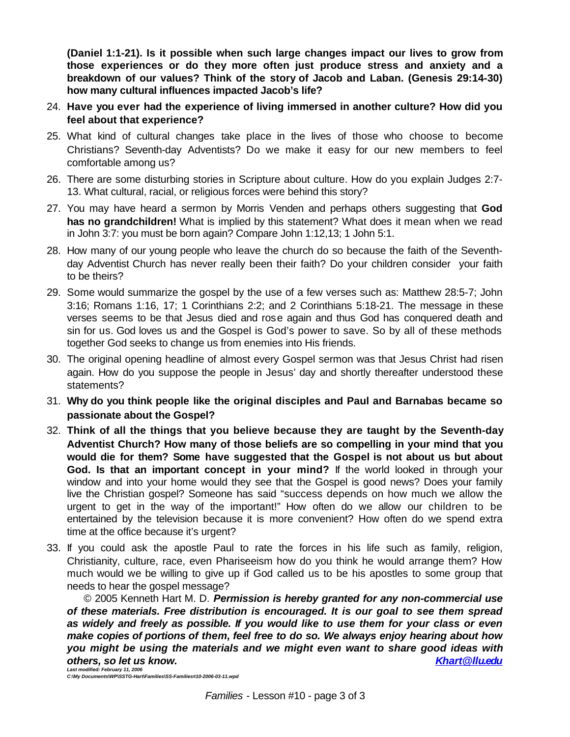**(Daniel 1:1-21). Is it possible when such large changes impact our lives to grow from those experiences or do they more often just produce stress and anxiety and a breakdown of our values? Think of the story of Jacob and Laban. (Genesis 29:14-30) how many cultural influences impacted Jacob's life?**

24. **Have you ever had the experience of living immersed in another culture? How did you feel about that experience?**

25. What kind of cultural changes take place in the lives of those who choose to become Christians? Seventh-day Adventists? Do we make it easy for our new members to feel comfortable among us?

26. There are some disturbing stories in Scripture about culture. How do you explain Judges 2:7-13. What cultural, racial, or religious forces were behind this story?

27. You may have heard a sermon by Morris Venden and perhaps others suggesting that **God has no grandchildren!** What is implied by this statement? What does it mean when we read in John 3:7: you must be born again? Compare John 1:12,13; 1 John 5:1.

28. How many of our young people who leave the church do so because the faith of the Seventh-day Adventist Church has never really been their faith? Do your children consider your faith to be theirs?

29. Some would summarize the gospel by the use of a few verses such as: Matthew 28:5-7; John 3:16; Romans 1:16, 17; 1 Corinthians 2:2; and 2 Corinthians 5:18-21. The message in these verses seems to be that Jesus died and rose again and thus God has conquered death and sin for us. God loves us and the Gospel is God's power to save. So by all of these methods together God seeks to change us from enemies into His friends.

30. The original opening headline of almost every Gospel sermon was that Jesus Christ had risen again. How do you suppose the people in Jesus' day and shortly thereafter understood these statements?

31. **Why do you think people like the original disciples and Paul and Barnabas became so passionate about the Gospel?**

32. **Think of all the things that you believe because they are taught by the Seventh-day Adventist Church? How many of those beliefs are so compelling in your mind that you would die for them? Some have suggested that the Gospel is not about us but about God. Is that an important concept in your mind?** If the world looked in through your window and into your home would they see that the Gospel is good news? Does your family live the Christian gospel? Someone has said "success depends on how much we allow the urgent to get in the way of the important!" How often do we allow our children to be entertained by the television because it is more convenient? How often do we spend extra time at the office because it's urgent?

33. If you could ask the apostle Paul to rate the forces in his life such as family, religion, Christianity, culture, race, even Phariseeism how do you think he would arrange them? How much would we be willing to give up if God called us to be his apostles to some group that needs to hear the gospel message?

© 2005 Kenneth Hart M. D. ***Permission is hereby granted for any non-commercial use of these materials. Free distribution is encouraged. It is our goal to see them spread as widely and freely as possible. If you would like to use them for your class or even make copies of portions of them, feel free to do so. We always enjoy hearing about how you might be using the materials and we might even want to share good ideas with others, so let us know.*** ***Khart@llu.edu***

***Last modified: February 11, 2006***
***C:\My Documents\WP\SSTG-Hart\Families\SS-Families#10-2006-03-11.wpd***